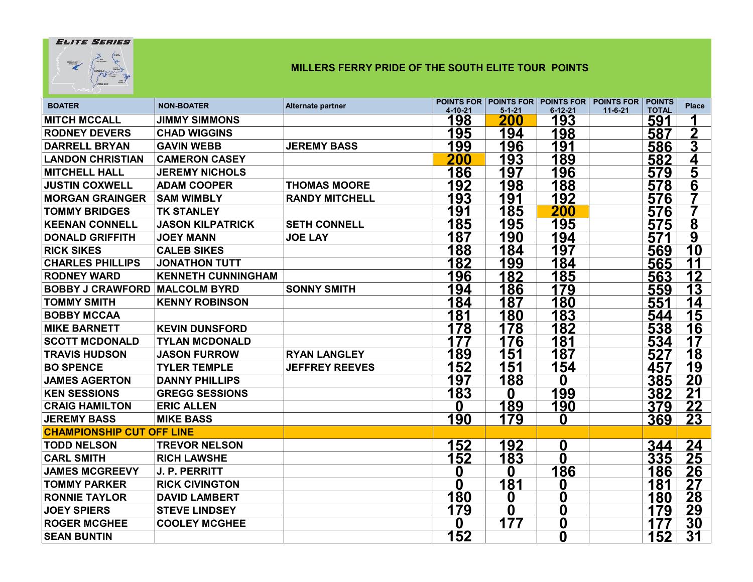ELITE SERIES

## MILLERS FERRY PRIDE OF THE SOUTH ELITE TOUR POINTS

| BOATER | NON-BOATER | Alternate partner | POINTS FOR 4-10-21 | POINTS FOR 5-1-21 | POINTS FOR 6-12-21 | POINTS FOR 11-6-21 | POINTS TOTAL | Place |
|---|---|---|---|---|---|---|---|---|
| MITCH MCCALL | JIMMY SIMMONS | | 198 | 200 | 193 | | 591 | 1 |
| RODNEY DEVERS | CHAD WIGGINS | | 195 | 194 | 198 | | 587 | 2 |
| DARRELL BRYAN | GAVIN WEBB | JEREMY BASS | 199 | 196 | 191 | | 586 | 3 |
| LANDON CHRISTIAN | CAMERON CASEY | | 200 | 193 | 189 | | 582 | 4 |
| MITCHELL HALL | JEREMY NICHOLS | | 186 | 197 | 196 | | 579 | 5 |
| JUSTIN COXWELL | ADAM COOPER | THOMAS MOORE | 192 | 198 | 188 | | 578 | 6 |
| MORGAN GRAINGER | SAM WIMBLY | RANDY MITCHELL | 193 | 191 | 192 | | 576 | 7 |
| TOMMY BRIDGES | TK STANLEY | | 191 | 185 | 200 | | 576 | 7 |
| KEENAN CONNELL | JASON KILPATRICK | SETH CONNELL | 185 | 195 | 195 | | 575 | 8 |
| DONALD GRIFFITH | JOEY MANN | JOE LAY | 187 | 190 | 194 | | 571 | 9 |
| RICK SIKES | CALEB SIKES | | 188 | 184 | 197 | | 569 | 10 |
| CHARLES PHILLIPS | JONATHON TUTT | | 182 | 199 | 184 | | 565 | 11 |
| RODNEY WARD | KENNETH CUNNINGHAM | | 196 | 182 | 185 | | 563 | 12 |
| BOBBY J CRAWFORD | MALCOLM BYRD | SONNY SMITH | 194 | 186 | 179 | | 559 | 13 |
| TOMMY SMITH | KENNY ROBINSON | | 184 | 187 | 180 | | 551 | 14 |
| BOBBY MCCAA | | | 181 | 180 | 183 | | 544 | 15 |
| MIKE BARNETT | KEVIN DUNSFORD | | 178 | 178 | 182 | | 538 | 16 |
| SCOTT MCDONALD | TYLAN MCDONALD | | 177 | 176 | 181 | | 534 | 17 |
| TRAVIS HUDSON | JASON FURROW | RYAN LANGLEY | 189 | 151 | 187 | | 527 | 18 |
| BO SPENCE | TYLER TEMPLE | JEFFREY REEVES | 152 | 151 | 154 | | 457 | 19 |
| JAMES AGERTON | DANNY PHILLIPS | | 197 | 188 | 0 | | 385 | 20 |
| KEN SESSIONS | GREGG SESSIONS | | 183 | 0 | 199 | | 382 | 21 |
| CRAIG HAMILTON | ERIC ALLEN | | 0 | 189 | 190 | | 379 | 22 |
| JEREMY BASS | MIKE BASS | | 190 | 179 | 0 | | 369 | 23 |
| CHAMPIONSHIP CUT OFF LINE | | | | | | | | |
| TODD NELSON | TREVOR NELSON | | 152 | 192 | 0 | | 344 | 24 |
| CARL SMITH | RICH LAWSHE | | 152 | 183 | 0 | | 335 | 25 |
| JAMES MCGREEVY | J. P. PERRITT | | 0 | 0 | 186 | | 186 | 26 |
| TOMMY PARKER | RICK CIVINGTON | | 0 | 181 | 0 | | 181 | 27 |
| RONNIE TAYLOR | DAVID LAMBERT | | 180 | 0 | 0 | | 180 | 28 |
| JOEY SPIERS | STEVE LINDSEY | | 179 | 0 | 0 | | 179 | 29 |
| ROGER MCGHEE | COOLEY MCGHEE | | 0 | 177 | 0 | | 177 | 30 |
| SEAN BUNTIN | | | 152 | | 0 | | 152 | 31 |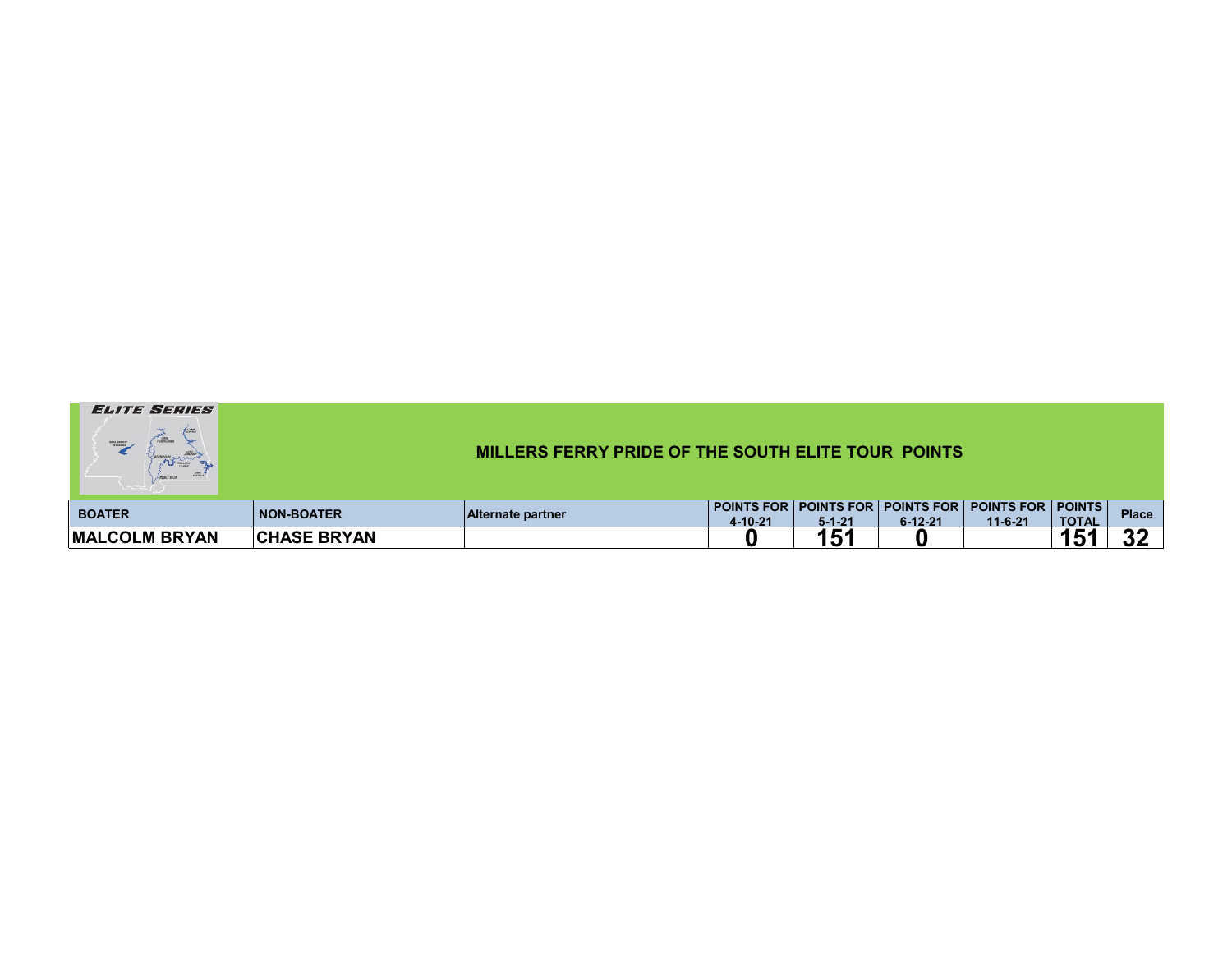## MILLERS FERRY PRIDE OF THE SOUTH ELITE TOUR POINTS

| BOATER | NON-BOATER | Alternate partner | POINTS FOR 4-10-21 | POINTS FOR 5-1-21 | POINTS FOR 6-12-21 | POINTS FOR 11-6-21 | POINTS TOTAL | Place |
|---|---|---|---|---|---|---|---|---|
| MALCOLM BRYAN | CHASE BRYAN | | 0 | 151 | 0 | | 151 | 32 |